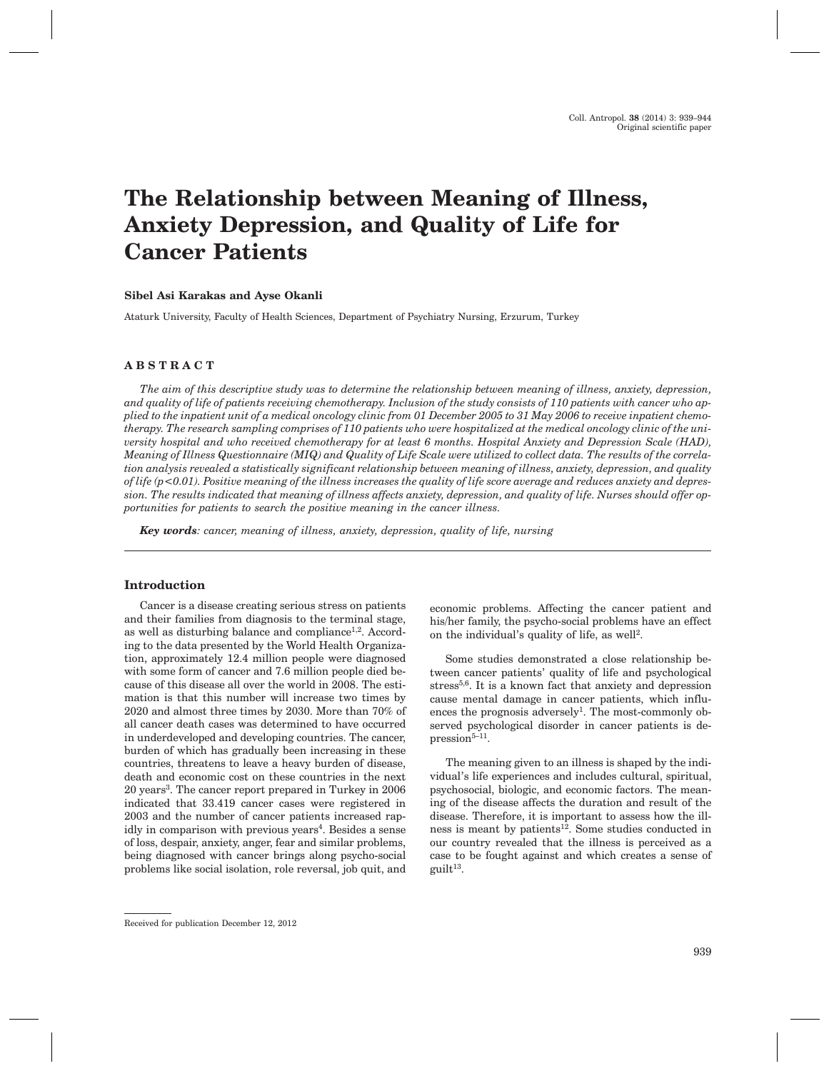# The Relationship between Meaning of Illness, Anxiety Depression, and Quality of Life for Cancer Patients

**Sibel Asi Karakas and Ayse Okanli**

Ataturk University, Faculty of Health Sciences, Department of Psychiatry Nursing, Erzurum, Turkey

## ABSTRACT

*The aim of this descriptive study was to determine the relationship between meaning of illness, anxiety, depression, and quality of life of patients receiving chemotherapy. Inclusion of the study consists of 110 patients with cancer who applied to the inpatient unit of a medical oncology clinic from 01 December 2005 to 31 May 2006 to receive inpatient chemotherapy. The research sampling comprises of 110 patients who were hospitalized at the medical oncology clinic of the university hospital and who received chemotherapy for at least 6 months. Hospital Anxiety and Depression Scale (HAD), Meaning of Illness Questionnaire (MIQ) and Quality of Life Scale were utilized to collect data. The results of the correlation analysis revealed a statistically significant relationship between meaning of illness, anxiety, depression, and quality of life (p<0.01). Positive meaning of the illness increases the quality of life score average and reduces anxiety and depression. The results indicated that meaning of illness affects anxiety, depression, and quality of life. Nurses should offer opportunities for patients to search the positive meaning in the cancer illness.*

***Key words**: cancer, meaning of illness, anxiety, depression, quality of life, nursing*

## Introduction

Cancer is a disease creating serious stress on patients and their families from diagnosis to the terminal stage, as well as disturbing balance and compliance[1,2]. According to the data presented by the World Health Organization, approximately 12.4 million people were diagnosed with some form of cancer and 7.6 million people died because of this disease all over the world in 2008. The estimation is that this number will increase two times by 2020 and almost three times by 2030. More than 70% of all cancer death cases was determined to have occurred in underdeveloped and developing countries. The cancer, burden of which has gradually been increasing in these countries, threatens to leave a heavy burden of disease, death and economic cost on these countries in the next 20 years[3]. The cancer report prepared in Turkey in 2006 indicated that 33.419 cancer cases were registered in 2003 and the number of cancer patients increased rapidly in comparison with previous years[4]. Besides a sense of loss, despair, anxiety, anger, fear and similar problems, being diagnosed with cancer brings along psycho-social problems like social isolation, role reversal, job quit, and economic problems. Affecting the cancer patient and his/her family, the psycho-social problems have an effect on the individual's quality of life, as well[2].

Some studies demonstrated a close relationship between cancer patients' quality of life and psychological stress[5,6]. It is a known fact that anxiety and depression cause mental damage in cancer patients, which influences the prognosis adversely[1]. The most-commonly observed psychological disorder in cancer patients is depression[5–11].

The meaning given to an illness is shaped by the individual's life experiences and includes cultural, spiritual, psychosocial, biologic, and economic factors. The meaning of the disease affects the duration and result of the disease. Therefore, it is important to assess how the illness is meant by patients[12]. Some studies conducted in our country revealed that the illness is perceived as a case to be fought against and which creates a sense of guilt[13].

Received for publication December 12, 2012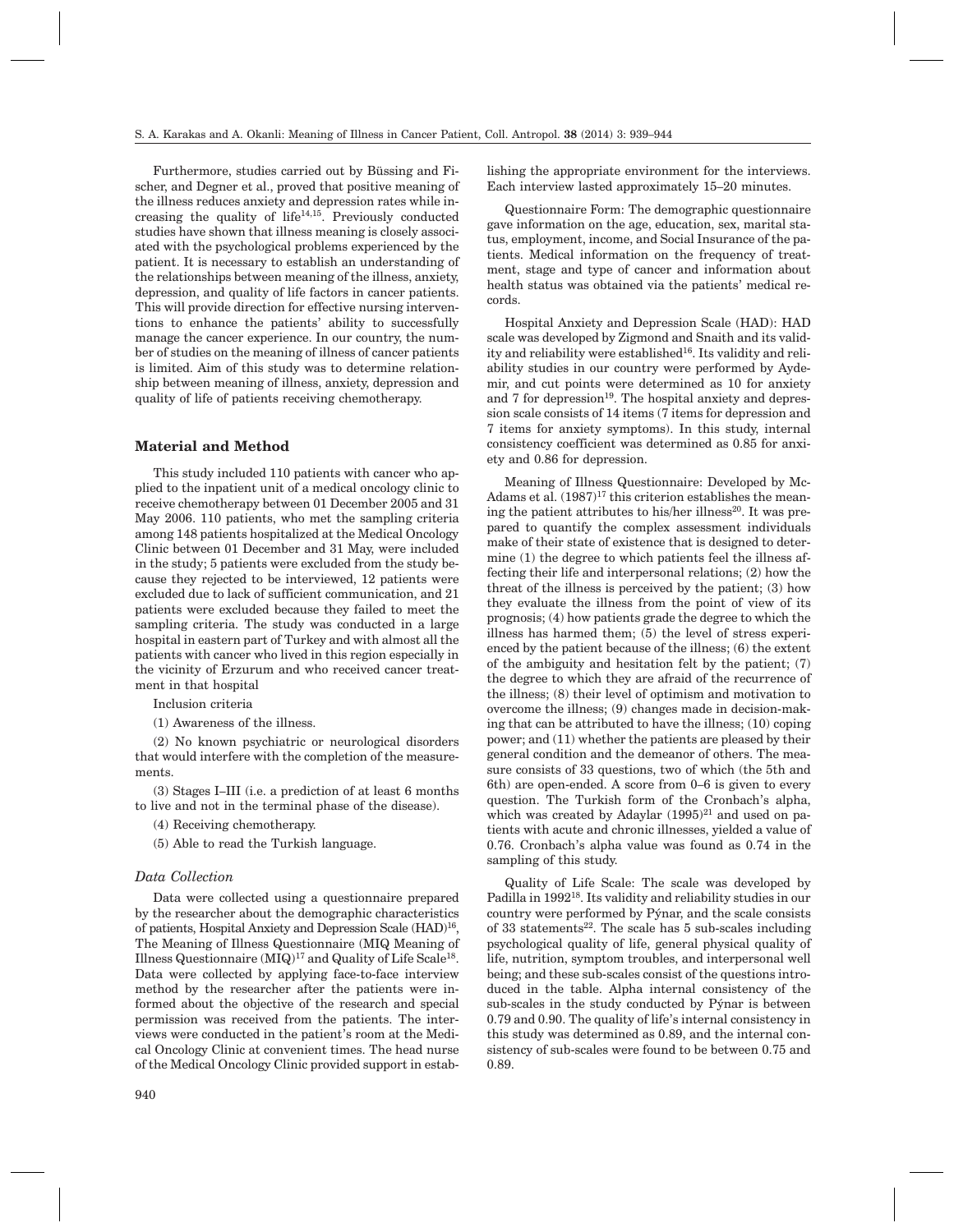Furthermore, studies carried out by Büssing and Fischer, and Degner et al., proved that positive meaning of the illness reduces anxiety and depression rates while increasing the quality of life[14,15]. Previously conducted studies have shown that illness meaning is closely associated with the psychological problems experienced by the patient. It is necessary to establish an understanding of the relationships between meaning of the illness, anxiety, depression, and quality of life factors in cancer patients. This will provide direction for effective nursing interventions to enhance the patients' ability to successfully manage the cancer experience. In our country, the number of studies on the meaning of illness of cancer patients is limited. Aim of this study was to determine relationship between meaning of illness, anxiety, depression and quality of life of patients receiving chemotherapy.

## Material and Method

This study included 110 patients with cancer who applied to the inpatient unit of a medical oncology clinic to receive chemotherapy between 01 December 2005 and 31 May 2006. 110 patients, who met the sampling criteria among 148 patients hospitalized at the Medical Oncology Clinic between 01 December and 31 May, were included in the study; 5 patients were excluded from the study because they rejected to be interviewed, 12 patients were excluded due to lack of sufficient communication, and 21 patients were excluded because they failed to meet the sampling criteria. The study was conducted in a large hospital in eastern part of Turkey and with almost all the patients with cancer who lived in this region especially in the vicinity of Erzurum and who received cancer treatment in that hospital

Inclusion criteria

(1) Awareness of the illness.

(2) No known psychiatric or neurological disorders that would interfere with the completion of the measurements.

(3) Stages I–III (i.e. a prediction of at least 6 months to live and not in the terminal phase of the disease).

(4) Receiving chemotherapy.

(5) Able to read the Turkish language.

### *Data Collection*

Data were collected using a questionnaire prepared by the researcher about the demographic characteristics of patients, Hospital Anxiety and Depression Scale (HAD)[16], The Meaning of Illness Questionnaire (MIQ Meaning of Illness Questionnaire (MIQ)[17] and Quality of Life Scale[18]. Data were collected by applying face-to-face interview method by the researcher after the patients were informed about the objective of the research and special permission was received from the patients. The interviews were conducted in the patient's room at the Medical Oncology Clinic at convenient times. The head nurse of the Medical Oncology Clinic provided support in establishing the appropriate environment for the interviews. Each interview lasted approximately 15–20 minutes.

Questionnaire Form: The demographic questionnaire gave information on the age, education, sex, marital status, employment, income, and Social Insurance of the patients. Medical information on the frequency of treatment, stage and type of cancer and information about health status was obtained via the patients' medical records.

Hospital Anxiety and Depression Scale (HAD): HAD scale was developed by Zigmond and Snaith and its validity and reliability were established[16]. Its validity and reliability studies in our country were performed by Aydemir, and cut points were determined as 10 for anxiety and 7 for depression[19]. The hospital anxiety and depression scale consists of 14 items (7 items for depression and 7 items for anxiety symptoms). In this study, internal consistency coefficient was determined as 0.85 for anxiety and 0.86 for depression.

Meaning of Illness Questionnaire: Developed by McAdams et al. (1987)[17] this criterion establishes the meaning the patient attributes to his/her illness[20]. It was prepared to quantify the complex assessment individuals make of their state of existence that is designed to determine (1) the degree to which patients feel the illness affecting their life and interpersonal relations; (2) how the threat of the illness is perceived by the patient; (3) how they evaluate the illness from the point of view of its prognosis; (4) how patients grade the degree to which the illness has harmed them; (5) the level of stress experienced by the patient because of the illness; (6) the extent of the ambiguity and hesitation felt by the patient; (7) the degree to which they are afraid of the recurrence of the illness; (8) their level of optimism and motivation to overcome the illness; (9) changes made in decision-making that can be attributed to have the illness; (10) coping power; and (11) whether the patients are pleased by their general condition and the demeanor of others. The measure consists of 33 questions, two of which (the 5th and 6th) are open-ended. A score from 0–6 is given to every question. The Turkish form of the Cronbach's alpha, which was created by Adaylar (1995)[21] and used on patients with acute and chronic illnesses, yielded a value of 0.76. Cronbach's alpha value was found as 0.74 in the sampling of this study.

Quality of Life Scale: The scale was developed by Padilla in 1992[18]. Its validity and reliability studies in our country were performed by Pýnar, and the scale consists of 33 statements[22]. The scale has 5 sub-scales including psychological quality of life, general physical quality of life, nutrition, symptom troubles, and interpersonal well being; and these sub-scales consist of the questions introduced in the table. Alpha internal consistency of the sub-scales in the study conducted by Pýnar is between 0.79 and 0.90. The quality of life's internal consistency in this study was determined as 0.89, and the internal consistency of sub-scales were found to be between 0.75 and 0.89.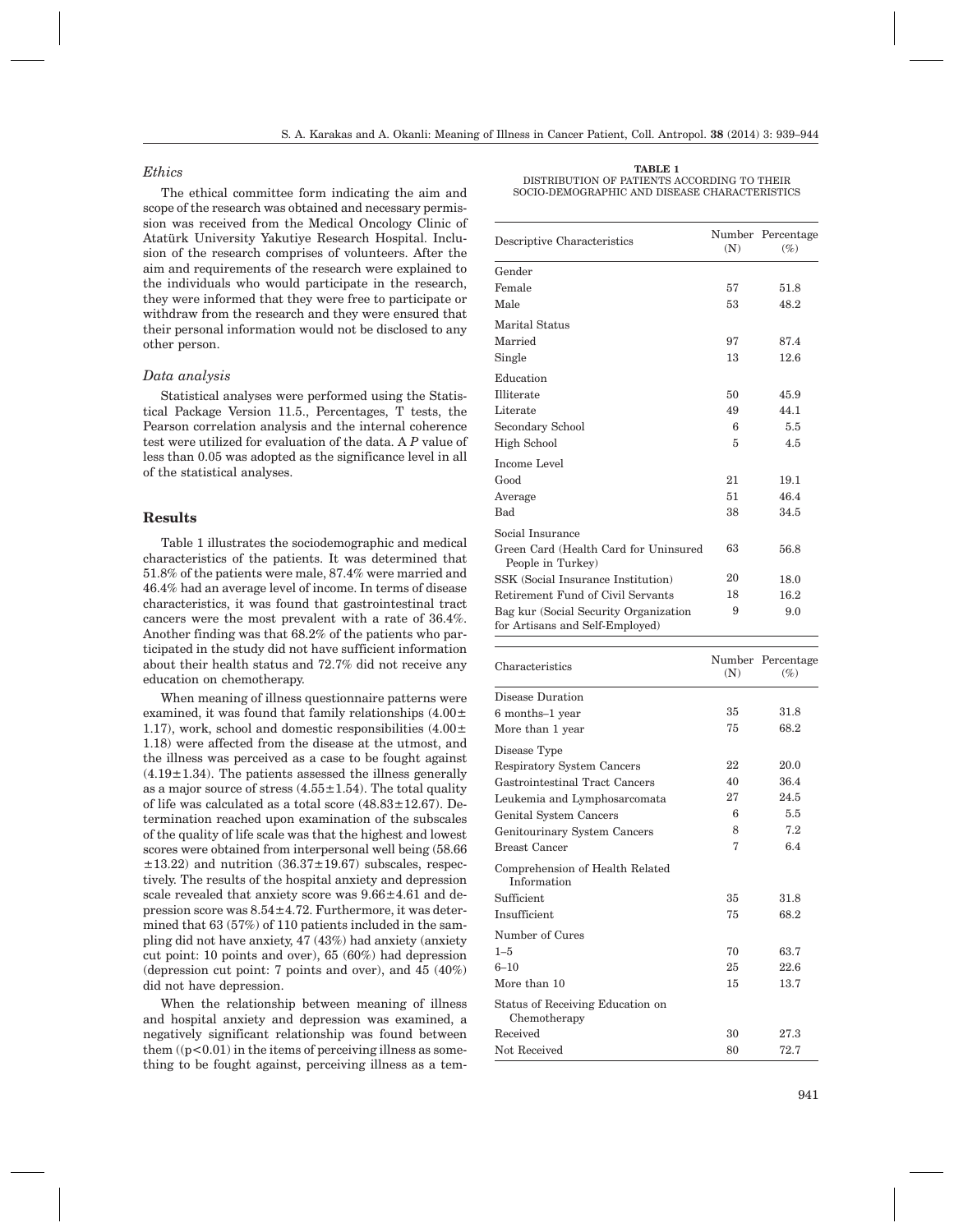### *Ethics*

The ethical committee form indicating the aim and scope of the research was obtained and necessary permission was received from the Medical Oncology Clinic of Atatürk University Yakutiye Research Hospital. Inclusion of the research comprises of volunteers. After the aim and requirements of the research were explained to the individuals who would participate in the research, they were informed that they were free to participate or withdraw from the research and they were ensured that their personal information would not be disclosed to any other person.

### *Data analysis*

Statistical analyses were performed using the Statistical Package Version 11.5., Percentages, T tests, the Pearson correlation analysis and the internal coherence test were utilized for evaluation of the data. A *P* value of less than 0.05 was adopted as the significance level in all of the statistical analyses.

## Results

Table 1 illustrates the sociodemographic and medical characteristics of the patients. It was determined that 51.8% of the patients were male, 87.4% were married and 46.4% had an average level of income. In terms of disease characteristics, it was found that gastrointestinal tract cancers were the most prevalent with a rate of 36.4%. Another finding was that 68.2% of the patients who participated in the study did not have sufficient information about their health status and 72.7% did not receive any education on chemotherapy.

When meaning of illness questionnaire patterns were examined, it was found that family relationships ($4.00 \pm 1.17$), work, school and domestic responsibilities ($4.00 \pm 1.18$) were affected from the disease at the utmost, and the illness was perceived as a case to be fought against ($4.19 \pm 1.34$). The patients assessed the illness generally as a major source of stress ($4.55 \pm 1.54$). The total quality of life was calculated as a total score ($48.83 \pm 12.67$). Determination reached upon examination of the subscales of the quality of life scale was that the highest and lowest scores were obtained from interpersonal well being ($58.66 \pm 13.22$) and nutrition ($36.37 \pm 19.67$) subscales, respectively. The results of the hospital anxiety and depression scale revealed that anxiety score was $9.66 \pm 4.61$ and depression score was $8.54 \pm 4.72$. Furthermore, it was determined that 63 (57%) of 110 patients included in the sampling did not have anxiety, 47 (43%) had anxiety (anxiety cut point: 10 points and over), 65 (60%) had depression (depression cut point: 7 points and over), and 45 (40%) did not have depression.

When the relationship between meaning of illness and hospital anxiety and depression was examined, a negatively significant relationship was found between them (($p<0.01$) in the items of perceiving illness as something to be fought against, perceiving illness as a tem-

**TABLE 1**
DISTRIBUTION OF PATIENTS ACCORDING TO THEIR SOCIO-DEMOGRAPHIC AND DISEASE CHARACTERISTICS

| Descriptive Characteristics | Number (N) | Percentage (%) |
|---|---|---|
| Gender | | |
| Female | 57 | 51.8 |
| Male | 53 | 48.2 |
| Marital Status | | |
| Married | 97 | 87.4 |
| Single | 13 | 12.6 |
| Education | | |
| Illiterate | 50 | 45.9 |
| Literate | 49 | 44.1 |
| Secondary School | 6 | 5.5 |
| High School | 5 | 4.5 |
| Income Level | | |
| Good | 21 | 19.1 |
| Average | 51 | 46.4 |
| Bad | 38 | 34.5 |
| Social Insurance | | |
| Green Card (Health Card for Uninsured People in Turkey) | 63 | 56.8 |
| SSK (Social Insurance Institution) | 20 | 18.0 |
| Retirement Fund of Civil Servants | 18 | 16.2 |
| Bag kur (Social Security Organization for Artisans and Self-Employed) | 9 | 9.0 |
| **Characteristics** | **Number (N)** | **Percentage (%)** |
| Disease Duration | | |
| 6 months–1 year | 35 | 31.8 |
| More than 1 year | 75 | 68.2 |
| Disease Type | | |
| Respiratory System Cancers | 22 | 20.0 |
| Gastrointestinal Tract Cancers | 40 | 36.4 |
| Leukemia and Lymphosarcomata | 27 | 24.5 |
| Genital System Cancers | 6 | 5.5 |
| Genitourinary System Cancers | 8 | 7.2 |
| Breast Cancer | 7 | 6.4 |
| Comprehension of Health Related Information | | |
| Sufficient | 35 | 31.8 |
| Insufficient | 75 | 68.2 |
| Number of Cures | | |
| 1–5 | 70 | 63.7 |
| 6–10 | 25 | 22.6 |
| More than 10 | 15 | 13.7 |
| Status of Receiving Education on Chemotherapy | | |
| Received | 30 | 27.3 |
| Not Received | 80 | 72.7 |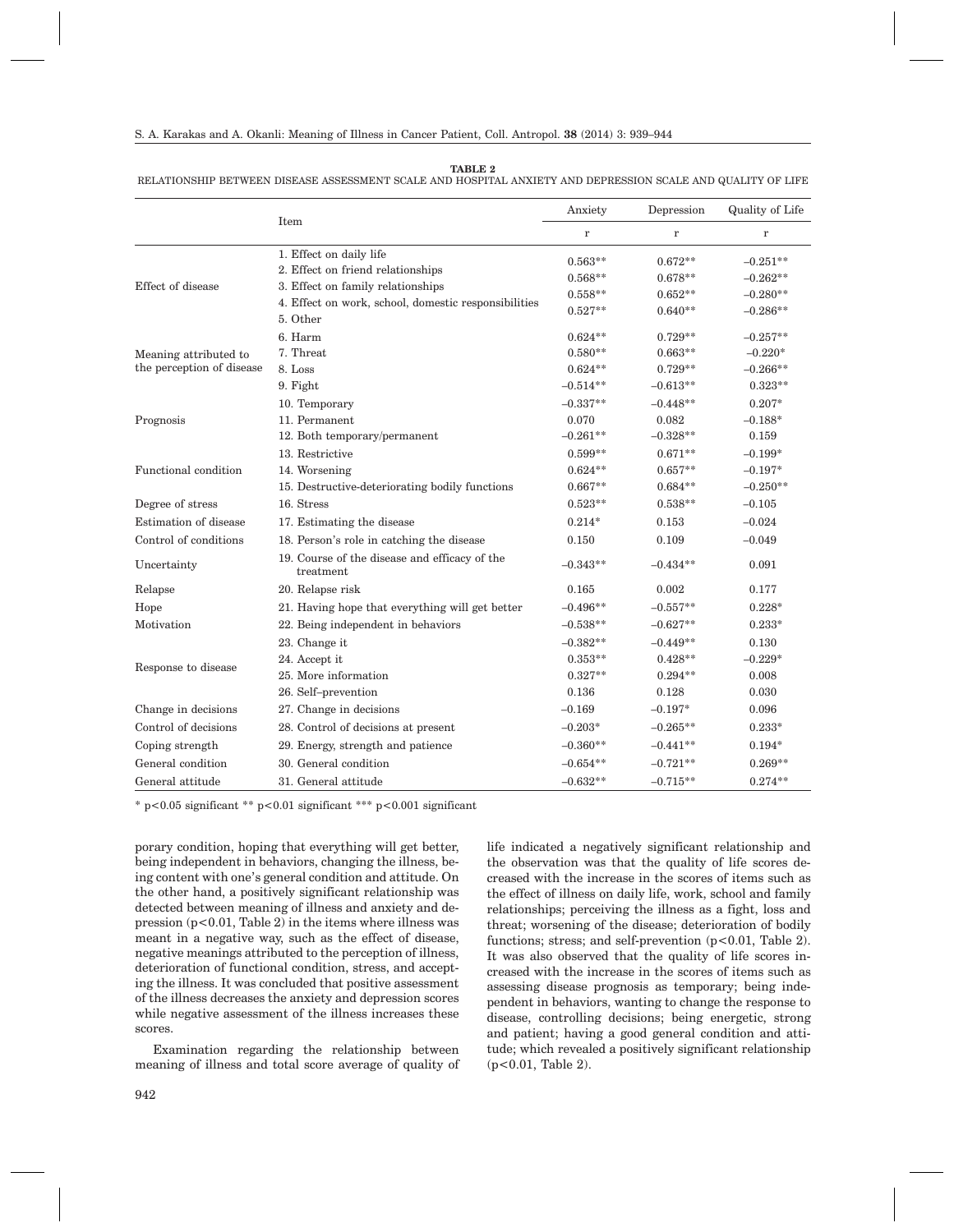**TABLE 2**
RELATIONSHIP BETWEEN DISEASE ASSESSMENT SCALE AND HOSPITAL ANXIETY AND DEPRESSION SCALE AND QUALITY OF LIFE

| | Item | Anxiety | Depression | Quality of Life |
|---|---|---|---|---|
| | | r | r | r |
| Effect of disease | 1. Effect on daily life | 0.563** | 0.672** | –0.251** |
| | 2. Effect on friend relationships | 0.568** | 0.678** | –0.262** |
| | 3. Effect on family relationships | 0.558** | 0.652** | –0.280** |
| | 4. Effect on work, school, domestic responsibilities | 0.527** | 0.640** | –0.286** |
| | 5. Other | | | |
| Meaning attributed to the perception of disease | 6. Harm | 0.624** | 0.729** | –0.257** |
| | 7. Threat | 0.580** | 0.663** | –0.220* |
| | 8. Loss | 0.624** | 0.729** | –0.266** |
| | 9. Fight | –0.514** | –0.613** | 0.323** |
| Prognosis | 10. Temporary | –0.337** | –0.448** | 0.207* |
| | 11. Permanent | 0.070 | 0.082 | –0.188* |
| | 12. Both temporary/permanent | –0.261** | –0.328** | 0.159 |
| Functional condition | 13. Restrictive | 0.599** | 0.671** | –0.199* |
| | 14. Worsening | 0.624** | 0.657** | –0.197* |
| | 15. Destructive-deteriorating bodily functions | 0.667** | 0.684** | –0.250** |
| Degree of stress | 16. Stress | 0.523** | 0.538** | –0.105 |
| Estimation of disease | 17. Estimating the disease | 0.214* | 0.153 | –0.024 |
| Control of conditions | 18. Person's role in catching the disease | 0.150 | 0.109 | –0.049 |
| Uncertainty | 19. Course of the disease and efficacy of the treatment | –0.343** | –0.434** | 0.091 |
| Relapse | 20. Relapse risk | 0.165 | 0.002 | 0.177 |
| Hope | 21. Having hope that everything will get better | –0.496** | –0.557** | 0.228* |
| Motivation | 22. Being independent in behaviors | –0.538** | –0.627** | 0.233* |
| Response to disease | 23. Change it | –0.382** | –0.449** | 0.130 |
| | 24. Accept it | 0.353** | 0.428** | –0.229* |
| | 25. More information | 0.327** | 0.294** | 0.008 |
| | 26. Self–prevention | 0.136 | 0.128 | 0.030 |
| Change in decisions | 27. Change in decisions | –0.169 | –0.197* | 0.096 |
| Control of decisions | 28. Control of decisions at present | –0.203* | –0.265** | 0.233* |
| Coping strength | 29. Energy, strength and patience | –0.360** | –0.441** | 0.194* |
| General condition | 30. General condition | –0.654** | –0.721** | 0.269** |
| General attitude | 31. General attitude | –0.632** | –0.715** | 0.274** |

\* $p<0.05$ significant \*\* $p<0.01$ significant \*\*\* $p<0.001$ significant

porary condition, hoping that everything will get better, being independent in behaviors, changing the illness, being content with one's general condition and attitude. On the other hand, a positively significant relationship was detected between meaning of illness and anxiety and depression ($p<0.01$, Table 2) in the items where illness was meant in a negative way, such as the effect of disease, negative meanings attributed to the perception of illness, deterioration of functional condition, stress, and accepting the illness. It was concluded that positive assessment of the illness decreases the anxiety and depression scores while negative assessment of the illness increases these scores.

Examination regarding the relationship between meaning of illness and total score average of quality of life indicated a negatively significant relationship and the observation was that the quality of life scores decreased with the increase in the scores of items such as the effect of illness on daily life, work, school and family relationships; perceiving the illness as a fight, loss and threat; worsening of the disease; deterioration of bodily functions; stress; and self-prevention ($p<0.01$, Table 2). It was also observed that the quality of life scores increased with the increase in the scores of items such as assessing disease prognosis as temporary; being independent in behaviors, wanting to change the response to disease, controlling decisions; being energetic, strong and patient; having a good general condition and attitude; which revealed a positively significant relationship ($p<0.01$, Table 2).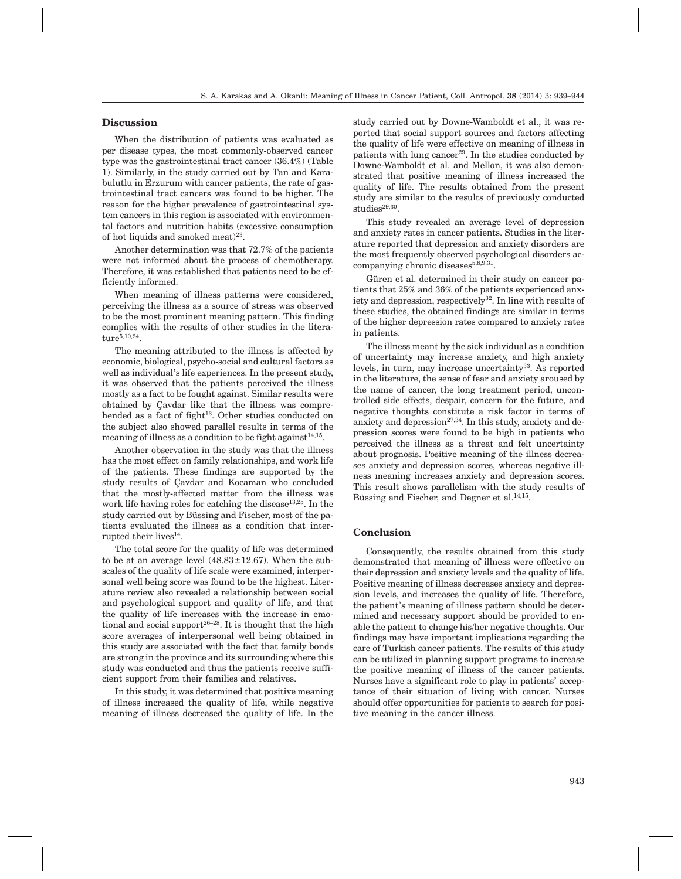## Discussion

When the distribution of patients was evaluated as per disease types, the most commonly-observed cancer type was the gastrointestinal tract cancer (36.4%) (Table 1). Similarly, in the study carried out by Tan and Karabulutlu in Erzurum with cancer patients, the rate of gastrointestinal tract cancers was found to be higher. The reason for the higher prevalence of gastrointestinal system cancers in this region is associated with environmental factors and nutrition habits (excessive consumption of hot liquids and smoked meat)[23].

Another determination was that 72.7% of the patients were not informed about the process of chemotherapy. Therefore, it was established that patients need to be efficiently informed.

When meaning of illness patterns were considered, perceiving the illness as a source of stress was observed to be the most prominent meaning pattern. This finding complies with the results of other studies in the literature[5,10,24].

The meaning attributed to the illness is affected by economic, biological, psycho-social and cultural factors as well as individual's life experiences. In the present study, it was observed that the patients perceived the illness mostly as a fact to be fought against. Similar results were obtained by Çavdar like that the illness was comprehended as a fact of fight[13]. Other studies conducted on the subject also showed parallel results in terms of the meaning of illness as a condition to be fight against[14,15].

Another observation in the study was that the illness has the most effect on family relationships, and work life of the patients. These findings are supported by the study results of Çavdar and Kocaman who concluded that the mostly-affected matter from the illness was work life having roles for catching the disease[13,25]. In the study carried out by Büssing and Fischer, most of the patients evaluated the illness as a condition that interrupted their lives[14].

The total score for the quality of life was determined to be at an average level (48.83±12.67). When the subscales of the quality of life scale were examined, interpersonal well being score was found to be the highest. Literature review also revealed a relationship between social and psychological support and quality of life, and that the quality of life increases with the increase in emotional and social support[26–28]. It is thought that the high score averages of interpersonal well being obtained in this study are associated with the fact that family bonds are strong in the province and its surrounding where this study was conducted and thus the patients receive sufficient support from their families and relatives.

In this study, it was determined that positive meaning of illness increased the quality of life, while negative meaning of illness decreased the quality of life. In the study carried out by Downe-Wamboldt et al., it was reported that social support sources and factors affecting the quality of life were effective on meaning of illness in patients with lung cancer[29]. In the studies conducted by Downe-Wamboldt et al. and Mellon, it was also demonstrated that positive meaning of illness increased the quality of life. The results obtained from the present study are similar to the results of previously conducted studies[29,30].

This study revealed an average level of depression and anxiety rates in cancer patients. Studies in the literature reported that depression and anxiety disorders are the most frequently observed psychological disorders accompanying chronic diseases[5,8,9,31].

Güren et al. determined in their study on cancer patients that 25% and 36% of the patients experienced anxiety and depression, respectively[32]. In line with results of these studies, the obtained findings are similar in terms of the higher depression rates compared to anxiety rates in patients.

The illness meant by the sick individual as a condition of uncertainty may increase anxiety, and high anxiety levels, in turn, may increase uncertainty[33]. As reported in the literature, the sense of fear and anxiety aroused by the name of cancer, the long treatment period, uncontrolled side effects, despair, concern for the future, and negative thoughts constitute a risk factor in terms of anxiety and depression[27,34]. In this study, anxiety and depression scores were found to be high in patients who perceived the illness as a threat and felt uncertainty about prognosis. Positive meaning of the illness decreases anxiety and depression scores, whereas negative illness meaning increases anxiety and depression scores. This result shows parallelism with the study results of Büssing and Fischer, and Degner et al.[14,15].

## Conclusion

Consequently, the results obtained from this study demonstrated that meaning of illness were effective on their depression and anxiety levels and the quality of life. Positive meaning of illness decreases anxiety and depression levels, and increases the quality of life. Therefore, the patient's meaning of illness pattern should be determined and necessary support should be provided to enable the patient to change his/her negative thoughts. Our findings may have important implications regarding the care of Turkish cancer patients. The results of this study can be utilized in planning support programs to increase the positive meaning of illness of the cancer patients. Nurses have a significant role to play in patients' acceptance of their situation of living with cancer. Nurses should offer opportunities for patients to search for positive meaning in the cancer illness.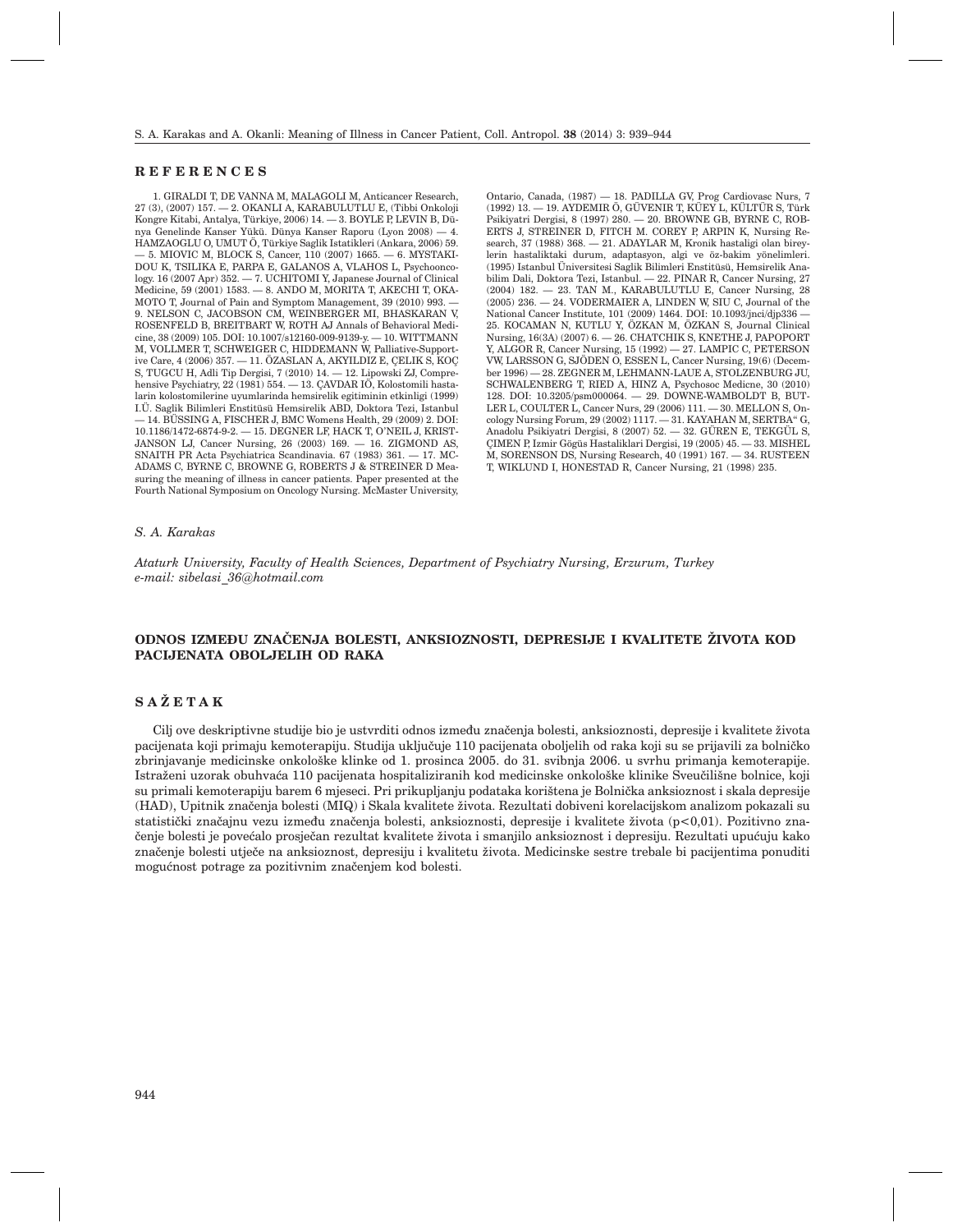## REFERENCES

1. GIRALDI T, DE VANNA M, MALAGOLI M, Anticancer Research, 27 (3), (2007) 157. — 2. OKANLI A, KARABULUTLU E, (Tibbi Onkoloji Kongre Kitabi, Antalya, Türkiye, 2006) 14. — 3. BOYLE P, LEVIN B, Dünya Genelinde Kanser Yükü. Dünya Kanser Raporu (Lyon 2008) — 4. HAMZAOGLU O, UMUT Ö, Türkiye Saglik Istatikleri (Ankara, 2006) 59. — 5. MIOVIC M, BLOCK S, Cancer, 110 (2007) 1665. — 6. MYSTAKIDOU K, TSILIKA E, PARPA E, GALANOS A, VLAHOS L, Psychooncology. 16 (2007 Apr) 352. — 7. UCHITOMI Y, Japanese Journal of Clinical Medicine, 59 (2001) 1583. — 8. ANDO M, MORITA T, AKECHI T, OKAMOTO T, Journal of Pain and Symptom Management, 39 (2010) 993. — 9. NELSON C, JACOBSON CM, WEINBERGER MI, BHASKARAN V, ROSENFELD B, BREITBART W, ROTH AJ Annals of Behavioral Medicine, 38 (2009) 105. DOI: 10.1007/s12160-009-9139-y. — 10. WITTMANN M, VOLLMER T, SCHWEIGER C, HIDDEMANN W, Palliative-Supportive Care, 4 (2006) 357. — 11. ÖZASLAN A, AKYILDIZ E, ÇELIK S, KOÇ S, TUGCU H, Adli Tip Dergisi, 7 (2010) 14. — 12. Lipowski ZJ, Comprehensive Psychiatry, 22 (1981) 554. — 13. ÇAVDAR IÖ, Kolostomili hastalarin kolostomilerine uyumlarinda hemsirelik egitiminin etkinligi (1999) I.Ü. Saglik Bilimleri Enstitüsü Hemsirelik ABD, Doktora Tezi, Istanbul — 14. BÜSSING A, FISCHER J, BMC Womens Health, 29 (2009) 2. DOI: 10.1186/1472-6874-9-2. — 15. DEGNER LF, HACK T, O'NEIL J, KRISTJANSON LJ, Cancer Nursing, 26 (2003) 169. — 16. ZIGMOND AS, SNAITH PR Acta Psychiatrica Scandinavia. 67 (1983) 361. — 17. MCADAMS C, BYRNE C, BROWNE G, ROBERTS J & STREINER D Measuring the meaning of illness in cancer patients. Paper presented at the Fourth National Symposium on Oncology Nursing. McMaster University, Ontario, Canada, (1987) — 18. PADILLA GV, Prog Cardiovasc Nurs, 7 (1992) 13. — 19. AYDEMIR Ö, GÜVENIR T, KÜEY L, KÜLTÜR S, Türk Psikiyatri Dergisi, 8 (1997) 280. — 20. BROWNE GB, BYRNE C, ROBERTS J, STREINER D, FITCH M. COREY P, ARPIN K, Nursing Research, 37 (1988) 368. — 21. ADAYLAR M, Kronik hastaligi olan bireylerin hastaliktaki durum, adaptasyon, algi ve öz-bakim yönelimleri. (1995) Istanbul Üniversitesi Saglik Bilimleri Enstitüsü, Hemsirelik Anabilim Dali, Doktora Tezi, Istanbul. — 22. PINAR R, Cancer Nursing, 27 (2004) 182. — 23. TAN M., KARABULUTLU E, Cancer Nursing, 28 (2005) 236. — 24. VODERMAIER A, LINDEN W, SIU C, Journal of the National Cancer Institute, 101 (2009) 1464. DOI: 10.1093/jnci/djp336 — 25. KOCAMAN N, KUTLU Y, ÖZKAN M, ÖZKAN S, Journal Clinical Nursing, 16(3A) (2007) 6. — 26. CHATCHIK S, KNETHE J, PAPOPORT Y, ALGOR R, Cancer Nursing, 15 (1992) — 27. LAMPIC C, PETERSON VW, LARSSON G, SJÖDEN O, ESSEN L, Cancer Nursing, 19(6) (December 1996) — 28. ZEGNER M, LEHMANN-LAUE A, STOLZENBURG JU, SCHWALENBERG T, RIED A, HINZ A, Psychosoc Medicne, 30 (2010) 128. DOI: 10.3205/psm000064. — 29. DOWNE-WAMBOLDT B, BUTLER L, COULTER L, Cancer Nurs, 29 (2006) 111. — 30. MELLON S, Oncology Nursing Forum, 29 (2002) 1117. — 31. KAYAHAN M, SERTBA“ G, Anadolu Psikiyatri Dergisi, 8 (2007) 52. — 32. GÜREN E, TEKGÜL S, ÇIMEN P, Izmir Gögüs Hastaliklari Dergisi, 19 (2005) 45. — 33. MISHEL M, SORENSON DS, Nursing Research, 40 (1991) 167. — 34. RUSTEEN T, WIKLUND I, HONESTAD R, Cancer Nursing, 21 (1998) 235.

*S. A. Karakas*

*Ataturk University, Faculty of Health Sciences, Department of Psychiatry Nursing, Erzurum, Turkey*
*e-mail: sibelasi_36@hotmail.com*

## ODNOS IZMEĐU ZNAČENJA BOLESTI, ANKSIOZNOSTI, DEPRESIJE I KVALITETE ŽIVOTA KOD PACIJENATA OBOLJELIH OD RAKA

## SAŽETAK

Cilj ove deskriptivne studije bio je ustvrditi odnos između značenja bolesti, anksioznosti, depresije i kvalitete života pacijenata koji primaju kemoterapiju. Studija uključuje 110 pacijenata oboljelih od raka koji su se prijavili za bolničko zbrinjavanje medicinske onkološke klinke od 1. prosinca 2005. do 31. svibnja 2006. u svrhu primanja kemoterapije. Istraženi uzorak obuhvaća 110 pacijenata hospitaliziranih kod medicinske onkološke klinike Sveučilišne bolnice, koji su primali kemoterapiju barem 6 mjeseci. Pri prikupljanju podataka korištena je Bolnička anksioznost i skala depresije (HAD), Upitnik značenja bolesti (MIQ) i Skala kvalitete života. Rezultati dobiveni korelacijskom analizom pokazali su statistički značajnu vezu između značenja bolesti, anksioznosti, depresije i kvalitete života ($p<0,01$). Pozitivno značenje bolesti je povećalo prosječan rezultat kvalitete života i smanjilo anksioznost i depresiju. Rezultati upućuju kako značenje bolesti utječe na anksioznost, depresiju i kvalitetu života. Medicinske sestre trebale bi pacijentima ponuditi mogućnost potrage za pozitivnim značenjem kod bolesti.